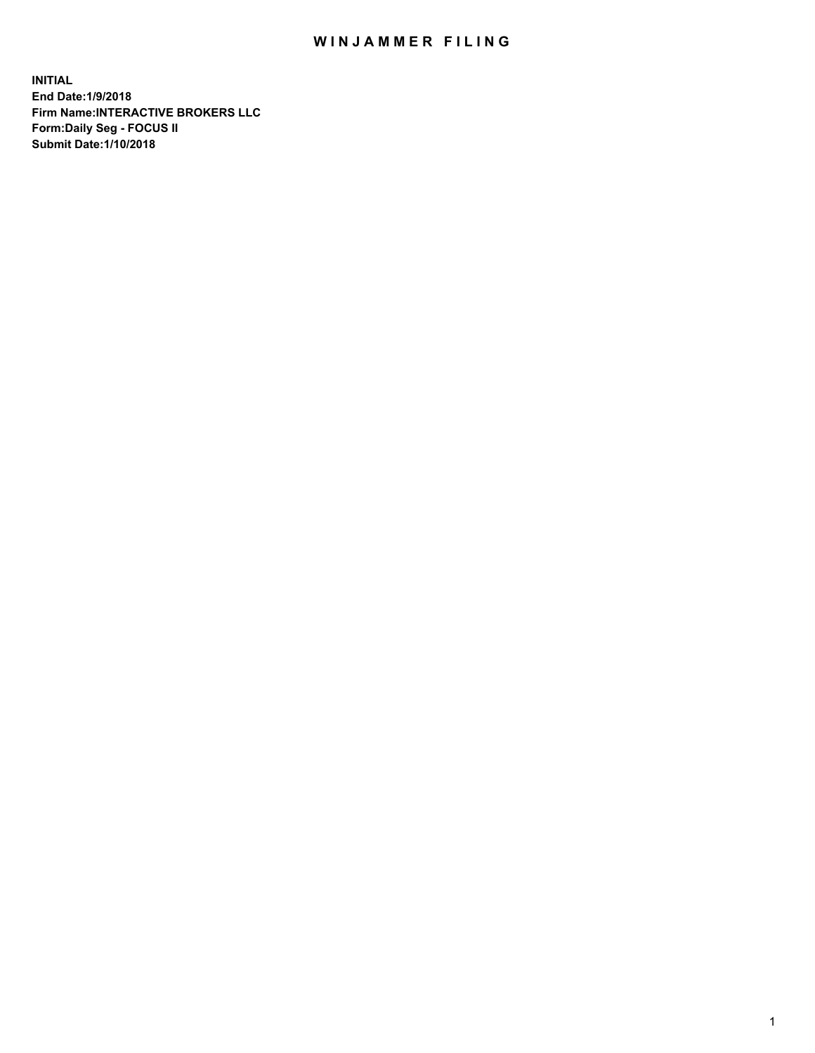# WINJAMMER FILING

**INITIAL**
**End Date:1/9/2018**
**Firm Name:INTERACTIVE BROKERS LLC**
**Form:Daily Seg - FOCUS II**
**Submit Date:1/10/2018**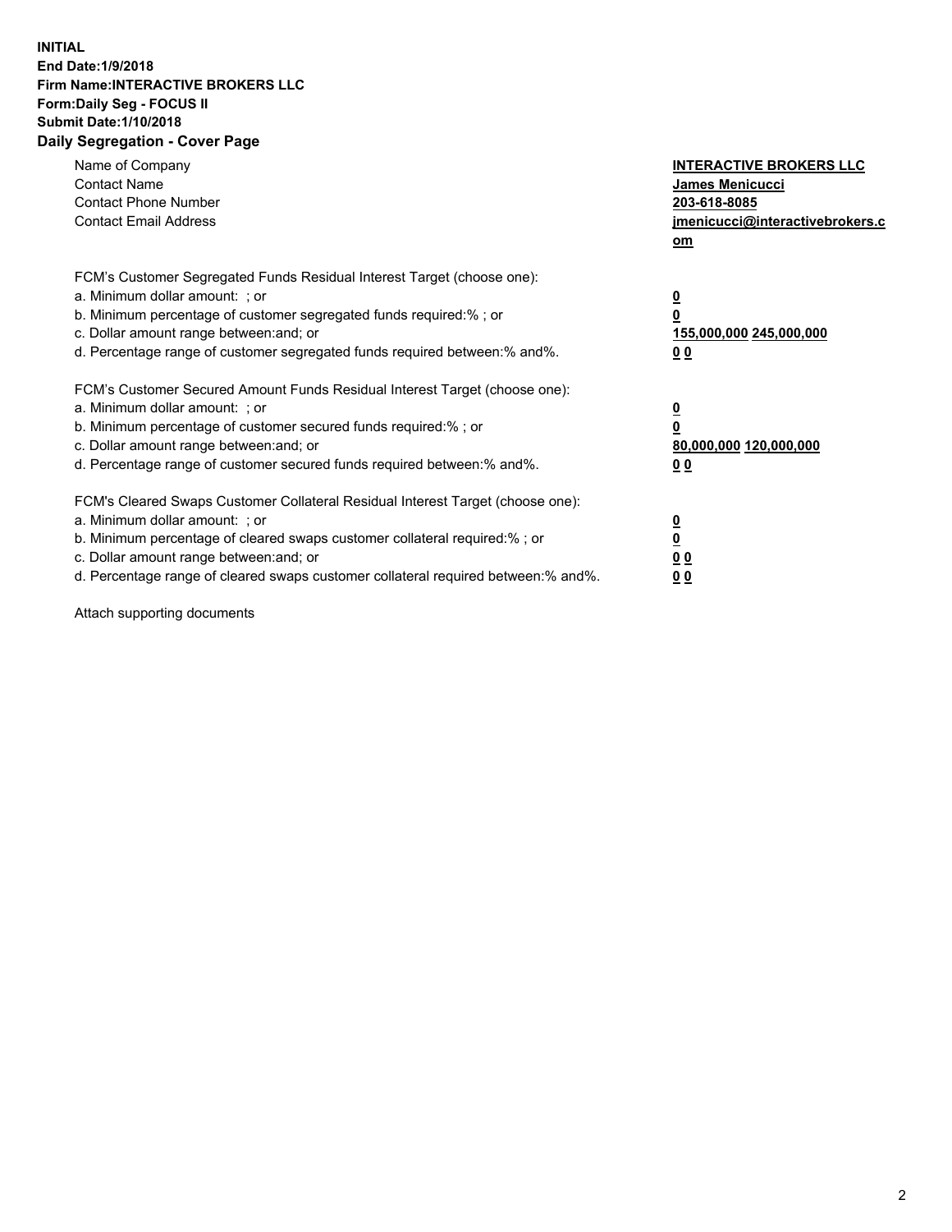**INITIAL**
**End Date:1/9/2018**
**Firm Name:INTERACTIVE BROKERS LLC**
**Form:Daily Seg - FOCUS II**
**Submit Date:1/10/2018**
**Daily Segregation - Cover Page**

| | |
|---|---|
| Name of Company | **INTERACTIVE BROKERS LLC** |
| Contact Name | **James Menicucci** |
| Contact Phone Number | **203-618-8085** |
| Contact Email Address | **jmenicucci@interactivebrokers.com** |

FCM's Customer Segregated Funds Residual Interest Target (choose one):

| | |
|---|---|
| a. Minimum dollar amount: ; or | **0** |
| b. Minimum percentage of customer segregated funds required:% ; or | **0** |
| c. Dollar amount range between:and; or | **155,000,000 245,000,000** |
| d. Percentage range of customer segregated funds required between:% and%. | **0 0** |

FCM's Customer Secured Amount Funds Residual Interest Target (choose one):

| | |
|---|---|
| a. Minimum dollar amount: ; or | **0** |
| b. Minimum percentage of customer secured funds required:% ; or | **0** |
| c. Dollar amount range between:and; or | **80,000,000 120,000,000** |
| d. Percentage range of customer secured funds required between:% and%. | **0 0** |

FCM's Cleared Swaps Customer Collateral Residual Interest Target (choose one):

| | |
|---|---|
| a. Minimum dollar amount: ; or | **0** |
| b. Minimum percentage of cleared swaps customer collateral required:% ; or | **0** |
| c. Dollar amount range between:and; or | **0 0** |
| d. Percentage range of cleared swaps customer collateral required between:% and%. | **0 0** |

Attach supporting documents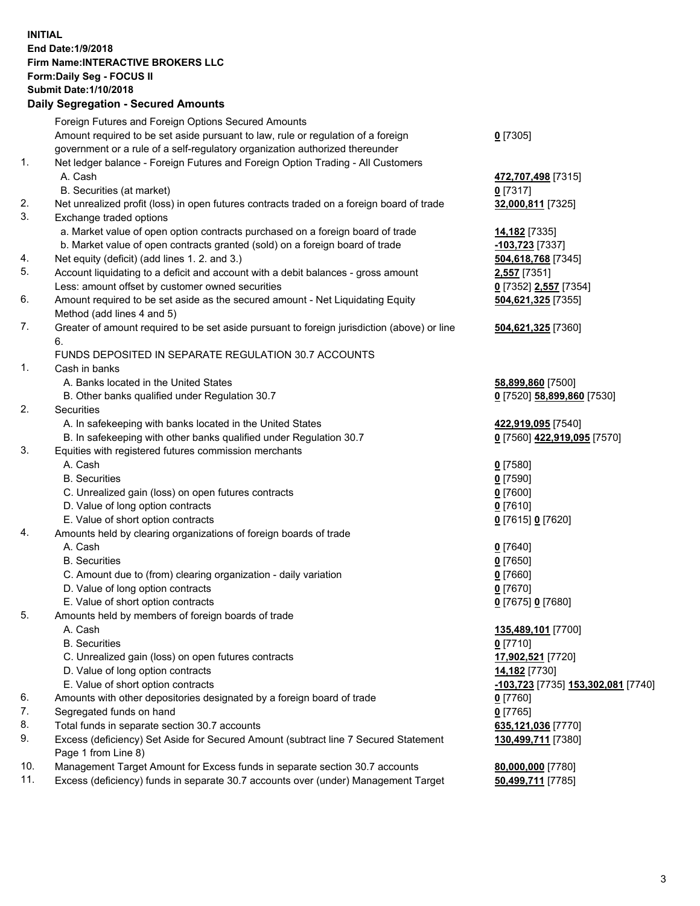**INITIAL**
**End Date:1/9/2018**
**Firm Name:INTERACTIVE BROKERS LLC**
**Form:Daily Seg - FOCUS II**
**Submit Date:1/10/2018**

**Daily Segregation - Secured Amounts**

| | | |
|---|---|---|
| | Foreign Futures and Foreign Options Secured Amounts | |
| | Amount required to be set aside pursuant to law, rule or regulation of a foreign government or a rule of a self-regulatory organization authorized thereunder | **0** [7305] |
| 1. | Net ledger balance - Foreign Futures and Foreign Option Trading - All Customers | |
| | A. Cash | **472,707,498** [7315] |
| | B. Securities (at market) | **0** [7317] |
| 2. | Net unrealized profit (loss) in open futures contracts traded on a foreign board of trade | **32,000,811** [7325] |
| 3. | Exchange traded options | |
| | a. Market value of open option contracts purchased on a foreign board of trade | **14,182** [7335] |
| | b. Market value of open contracts granted (sold) on a foreign board of trade | **-103,723** [7337] |
| 4. | Net equity (deficit) (add lines 1. 2. and 3.) | **504,618,768** [7345] |
| 5. | Account liquidating to a deficit and account with a debit balances - gross amount | **2,557** [7351] |
| | Less: amount offset by customer owned securities | **0** [7352] **2,557** [7354] |
| 6. | Amount required to be set aside as the secured amount - Net Liquidating Equity Method (add lines 4 and 5) | **504,621,325** [7355] |
| 7. | Greater of amount required to be set aside pursuant to foreign jurisdiction (above) or line 6. | **504,621,325** [7360] |
| | FUNDS DEPOSITED IN SEPARATE REGULATION 30.7 ACCOUNTS | |
| 1. | Cash in banks | |
| | A. Banks located in the United States | **58,899,860** [7500] |
| | B. Other banks qualified under Regulation 30.7 | **0** [7520] **58,899,860** [7530] |
| 2. | Securities | |
| | A. In safekeeping with banks located in the United States | **422,919,095** [7540] |
| | B. In safekeeping with other banks qualified under Regulation 30.7 | **0** [7560] **422,919,095** [7570] |
| 3. | Equities with registered futures commission merchants | |
| | A. Cash | **0** [7580] |
| | B. Securities | **0** [7590] |
| | C. Unrealized gain (loss) on open futures contracts | **0** [7600] |
| | D. Value of long option contracts | **0** [7610] |
| | E. Value of short option contracts | **0** [7615] **0** [7620] |
| 4. | Amounts held by clearing organizations of foreign boards of trade | |
| | A. Cash | **0** [7640] |
| | B. Securities | **0** [7650] |
| | C. Amount due to (from) clearing organization - daily variation | **0** [7660] |
| | D. Value of long option contracts | **0** [7670] |
| | E. Value of short option contracts | **0** [7675] **0** [7680] |
| 5. | Amounts held by members of foreign boards of trade | |
| | A. Cash | **135,489,101** [7700] |
| | B. Securities | **0** [7710] |
| | C. Unrealized gain (loss) on open futures contracts | **17,902,521** [7720] |
| | D. Value of long option contracts | **14,182** [7730] |
| | E. Value of short option contracts | **-103,723** [7735] **153,302,081** [7740] |
| 6. | Amounts with other depositories designated by a foreign board of trade | **0** [7760] |
| 7. | Segregated funds on hand | **0** [7765] |
| 8. | Total funds in separate section 30.7 accounts | **635,121,036** [7770] |
| 9. | Excess (deficiency) Set Aside for Secured Amount (subtract line 7 Secured Statement Page 1 from Line 8) | **130,499,711** [7380] |
| 10. | Management Target Amount for Excess funds in separate section 30.7 accounts | **80,000,000** [7780] |
| 11. | Excess (deficiency) funds in separate 30.7 accounts over (under) Management Target | **50,499,711** [7785] |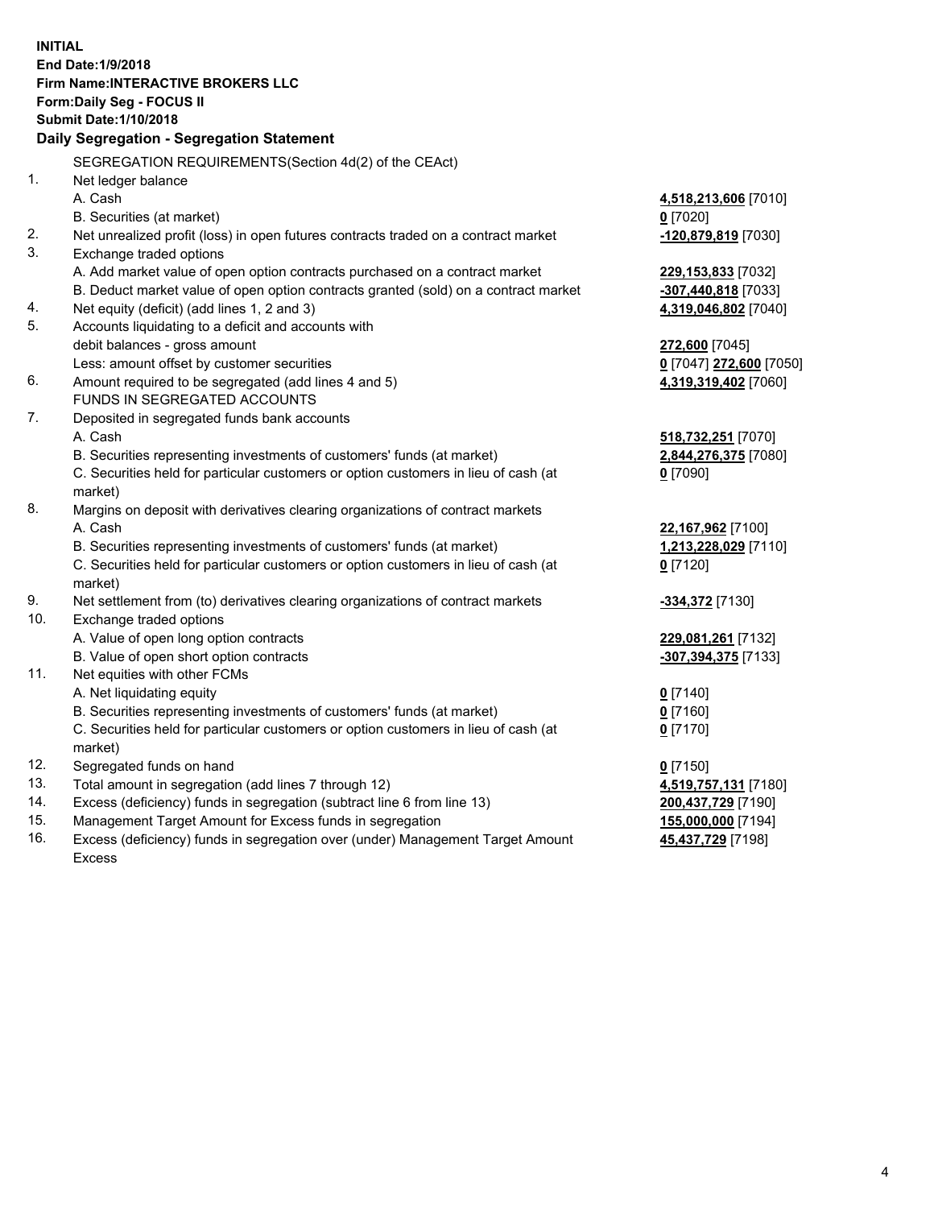**INITIAL**
**End Date:1/9/2018**
**Firm Name:INTERACTIVE BROKERS LLC**
**Form:Daily Seg - FOCUS II**
**Submit Date:1/10/2018**
**Daily Segregation - Segregation Statement**

SEGREGATION REQUIREMENTS(Section 4d(2) of the CEAct)

| | | |
|---|---|---|
| 1. | Net ledger balance | |
| | A. Cash | **4,518,213,606** [7010] |
| | B. Securities (at market) | **0** [7020] |
| 2. | Net unrealized profit (loss) in open futures contracts traded on a contract market | **-120,879,819** [7030] |
| 3. | Exchange traded options | |
| | A. Add market value of open option contracts purchased on a contract market | **229,153,833** [7032] |
| | B. Deduct market value of open option contracts granted (sold) on a contract market | **-307,440,818** [7033] |
| 4. | Net equity (deficit) (add lines 1, 2 and 3) | **4,319,046,802** [7040] |
| 5. | Accounts liquidating to a deficit and accounts with debit balances - gross amount | **272,600** [7045] |
| | Less: amount offset by customer securities | **0** [7047] **272,600** [7050] |
| 6. | Amount required to be segregated (add lines 4 and 5) | **4,319,319,402** [7060] |
| | FUNDS IN SEGREGATED ACCOUNTS | |
| 7. | Deposited in segregated funds bank accounts | |
| | A. Cash | **518,732,251** [7070] |
| | B. Securities representing investments of customers' funds (at market) | **2,844,276,375** [7080] |
| | C. Securities held for particular customers or option customers in lieu of cash (at market) | **0** [7090] |
| 8. | Margins on deposit with derivatives clearing organizations of contract markets | |
| | A. Cash | **22,167,962** [7100] |
| | B. Securities representing investments of customers' funds (at market) | **1,213,228,029** [7110] |
| | C. Securities held for particular customers or option customers in lieu of cash (at market) | **0** [7120] |
| 9. | Net settlement from (to) derivatives clearing organizations of contract markets | **-334,372** [7130] |
| 10. | Exchange traded options | |
| | A. Value of open long option contracts | **229,081,261** [7132] |
| | B. Value of open short option contracts | **-307,394,375** [7133] |
| 11. | Net equities with other FCMs | |
| | A. Net liquidating equity | **0** [7140] |
| | B. Securities representing investments of customers' funds (at market) | **0** [7160] |
| | C. Securities held for particular customers or option customers in lieu of cash (at market) | **0** [7170] |
| 12. | Segregated funds on hand | **0** [7150] |
| 13. | Total amount in segregation (add lines 7 through 12) | **4,519,757,131** [7180] |
| 14. | Excess (deficiency) funds in segregation (subtract line 6 from line 13) | **200,437,729** [7190] |
| 15. | Management Target Amount for Excess funds in segregation | **155,000,000** [7194] |
| 16. | Excess (deficiency) funds in segregation over (under) Management Target Amount Excess | **45,437,729** [7198] |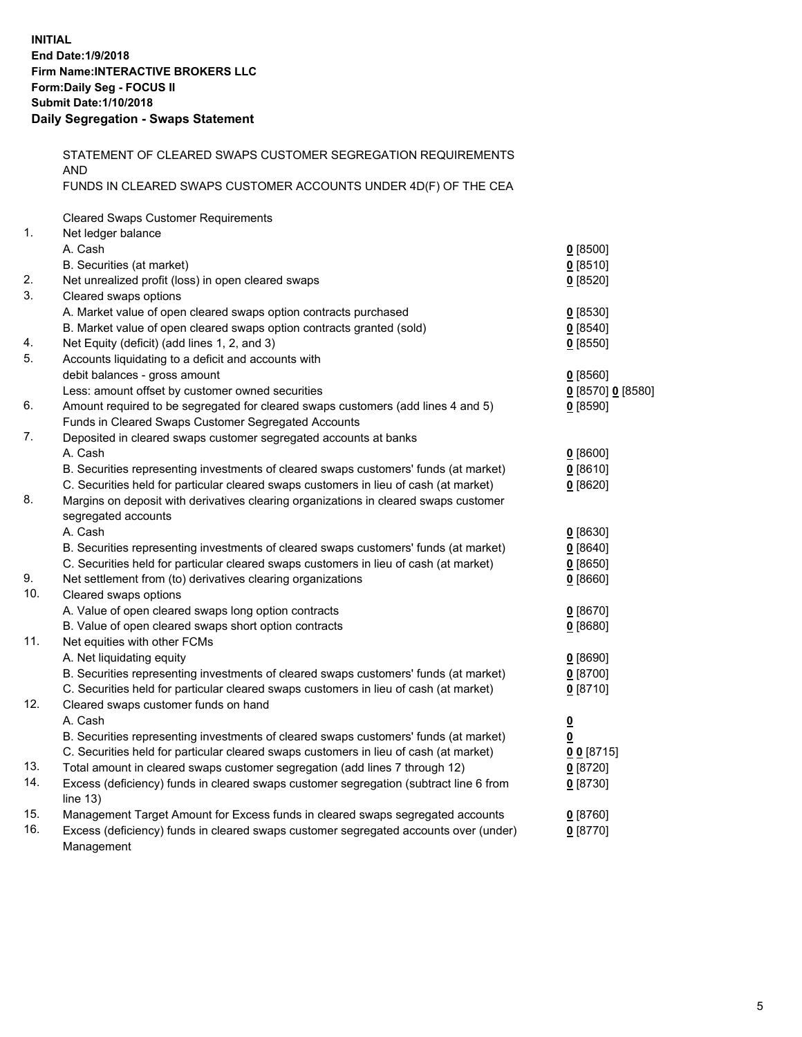**INITIAL**
**End Date:1/9/2018**
**Firm Name:INTERACTIVE BROKERS LLC**
**Form:Daily Seg - FOCUS II**
**Submit Date:1/10/2018**
**Daily Segregation - Swaps Statement**

STATEMENT OF CLEARED SWAPS CUSTOMER SEGREGATION REQUIREMENTS AND FUNDS IN CLEARED SWAPS CUSTOMER ACCOUNTS UNDER 4D(F) OF THE CEA

| | | |
|---|---|---|
| | Cleared Swaps Customer Requirements | |
| 1. | Net ledger balance | |
| | A. Cash | 0 [8500] |
| | B. Securities (at market) | 0 [8510] |
| 2. | Net unrealized profit (loss) in open cleared swaps | 0 [8520] |
| 3. | Cleared swaps options | |
| | A. Market value of open cleared swaps option contracts purchased | 0 [8530] |
| | B. Market value of open cleared swaps option contracts granted (sold) | 0 [8540] |
| 4. | Net Equity (deficit) (add lines 1, 2, and 3) | 0 [8550] |
| 5. | Accounts liquidating to a deficit and accounts with debit balances - gross amount | 0 [8560] |
| | Less: amount offset by customer owned securities | 0 [8570] 0 [8580] |
| 6. | Amount required to be segregated for cleared swaps customers (add lines 4 and 5) | 0 [8590] |
| | Funds in Cleared Swaps Customer Segregated Accounts | |
| 7. | Deposited in cleared swaps customer segregated accounts at banks | |
| | A. Cash | 0 [8600] |
| | B. Securities representing investments of cleared swaps customers' funds (at market) | 0 [8610] |
| | C. Securities held for particular cleared swaps customers in lieu of cash (at market) | 0 [8620] |
| 8. | Margins on deposit with derivatives clearing organizations in cleared swaps customer segregated accounts | |
| | A. Cash | 0 [8630] |
| | B. Securities representing investments of cleared swaps customers' funds (at market) | 0 [8640] |
| | C. Securities held for particular cleared swaps customers in lieu of cash (at market) | 0 [8650] |
| 9. | Net settlement from (to) derivatives clearing organizations | 0 [8660] |
| 10. | Cleared swaps options | |
| | A. Value of open cleared swaps long option contracts | 0 [8670] |
| | B. Value of open cleared swaps short option contracts | 0 [8680] |
| 11. | Net equities with other FCMs | |
| | A. Net liquidating equity | 0 [8690] |
| | B. Securities representing investments of cleared swaps customers' funds (at market) | 0 [8700] |
| | C. Securities held for particular cleared swaps customers in lieu of cash (at market) | 0 [8710] |
| 12. | Cleared swaps customer funds on hand | |
| | A. Cash | 0 |
| | B. Securities representing investments of cleared swaps customers' funds (at market) | 0 |
| | C. Securities held for particular cleared swaps customers in lieu of cash (at market) | 0 0 [8715] |
| 13. | Total amount in cleared swaps customer segregation (add lines 7 through 12) | 0 [8720] |
| 14. | Excess (deficiency) funds in cleared swaps customer segregation (subtract line 6 from line 13) | 0 [8730] |
| 15. | Management Target Amount for Excess funds in cleared swaps segregated accounts | 0 [8760] |
| 16. | Excess (deficiency) funds in cleared swaps customer segregated accounts over (under) Management | 0 [8770] |